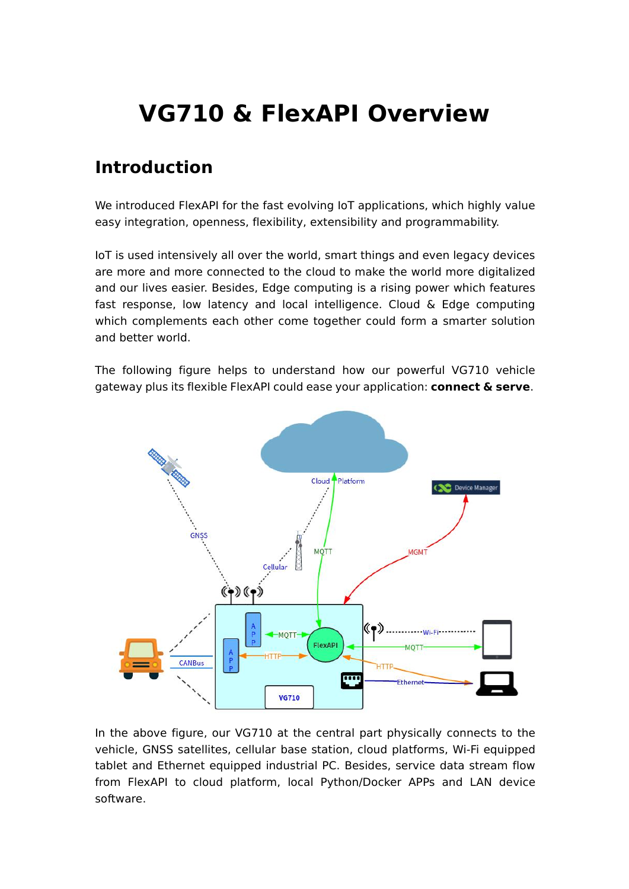# VG710 & FlexAPI Overview

## Introduction

We introduced FlexAPI for the fast evolving IoT applications, which highly value easy integration, openness, flexibility, extensibility and programmability.

IoT is used intensively all over the world, smart things and even legacy devices are more and more connected to the cloud to make the world more digitalized and our lives easier. Besides, Edge computing is a rising power which features fast response, low latency and local intelligence. Cloud & Edge computing which complements each other come together could form a smarter solution and better world.

The following figure helps to understand how our powerful VG710 vehicle gateway plus its flexible FlexAPI could ease your application: **connect & serve**.

In the above figure, our VG710 at the central part physically connects to the vehicle, GNSS satellites, cellular base station, cloud platforms, Wi-Fi equipped tablet and Ethernet equipped industrial PC. Besides, service data stream flow from FlexAPI to cloud platform, local Python/Docker APPs and LAN device software.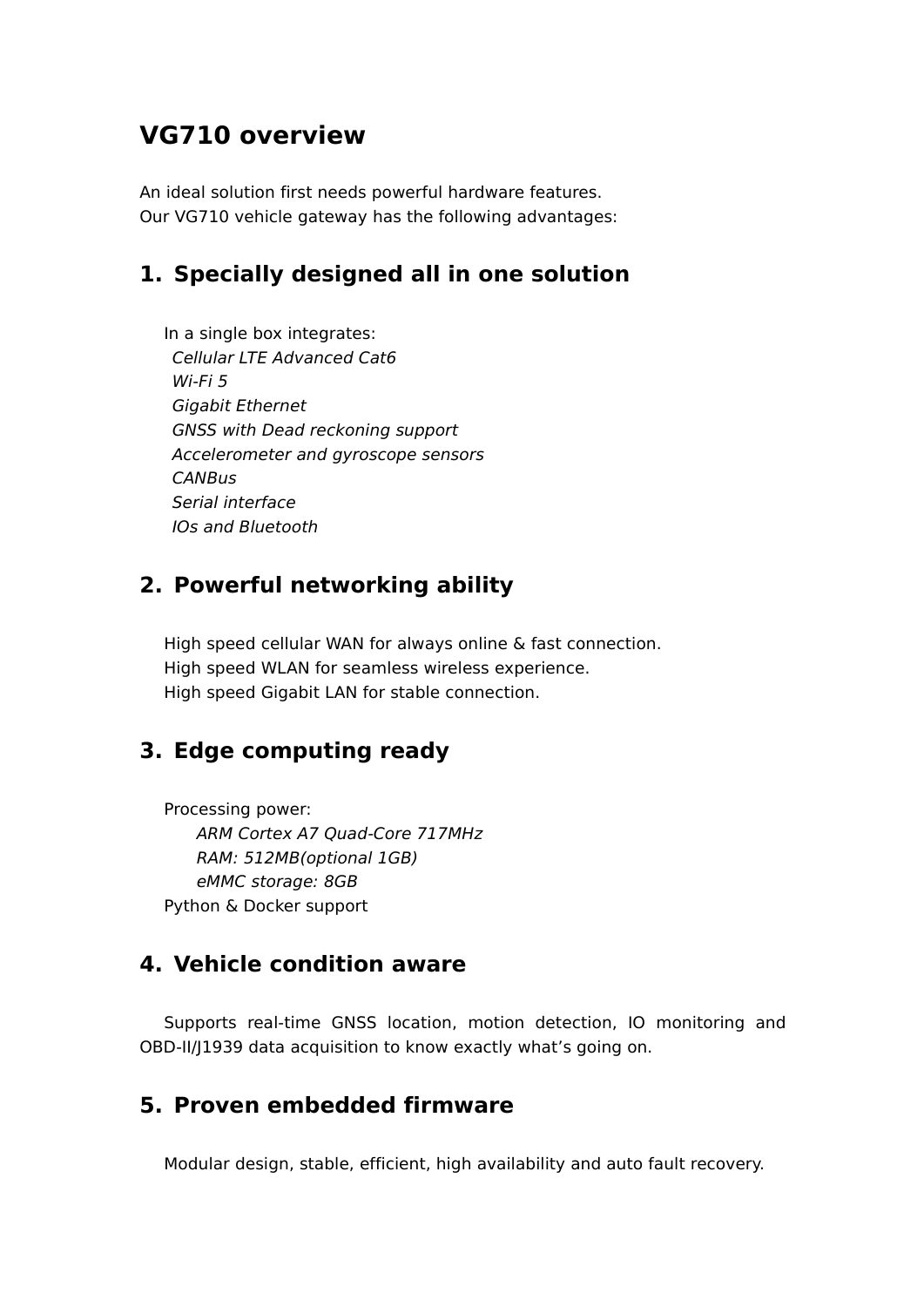# VG710 overview

An ideal solution first needs powerful hardware features.
Our VG710 vehicle gateway has the following advantages:

## 1. Specially designed all in one solution

In a single box integrates:

*Cellular LTE Advanced Cat6*
*Wi-Fi 5*
*Gigabit Ethernet*
*GNSS with Dead reckoning support*
*Accelerometer and gyroscope sensors*
*CANBus*
*Serial interface*
*IOs and Bluetooth*

## 2. Powerful networking ability

High speed cellular WAN for always online & fast connection.
High speed WLAN for seamless wireless experience.
High speed Gigabit LAN for stable connection.

## 3. Edge computing ready

Processing power:

*ARM Cortex A7 Quad-Core 717MHz*
*RAM: 512MB(optional 1GB)*
*eMMC storage: 8GB*

Python & Docker support

## 4. Vehicle condition aware

Supports real-time GNSS location, motion detection, IO monitoring and OBD-II/J1939 data acquisition to know exactly what's going on.

## 5. Proven embedded firmware

Modular design, stable, efficient, high availability and auto fault recovery.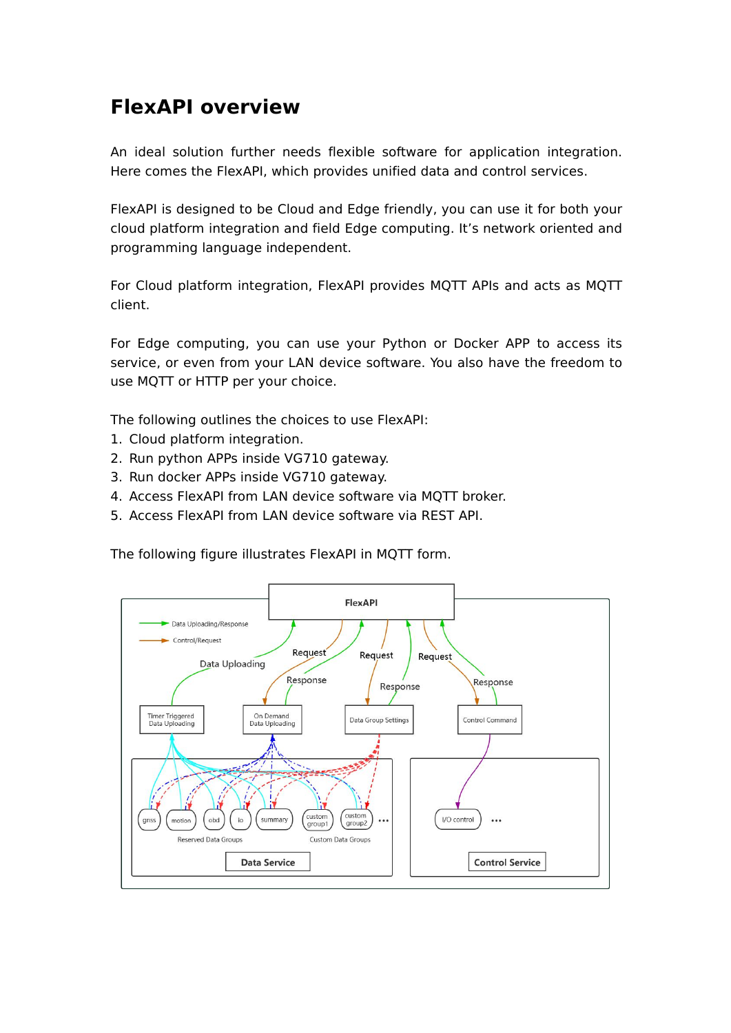# FlexAPI overview

An ideal solution further needs flexible software for application integration. Here comes the FlexAPI, which provides unified data and control services.

FlexAPI is designed to be Cloud and Edge friendly, you can use it for both your cloud platform integration and field Edge computing. It's network oriented and programming language independent.

For Cloud platform integration, FlexAPI provides MQTT APIs and acts as MQTT client.

For Edge computing, you can use your Python or Docker APP to access its service, or even from your LAN device software. You also have the freedom to use MQTT or HTTP per your choice.

The following outlines the choices to use FlexAPI:

1. Cloud platform integration.
2. Run python APPs inside VG710 gateway.
3. Run docker APPs inside VG710 gateway.
4. Access FlexAPI from LAN device software via MQTT broker.
5. Access FlexAPI from LAN device software via REST API.

The following figure illustrates FlexAPI in MQTT form.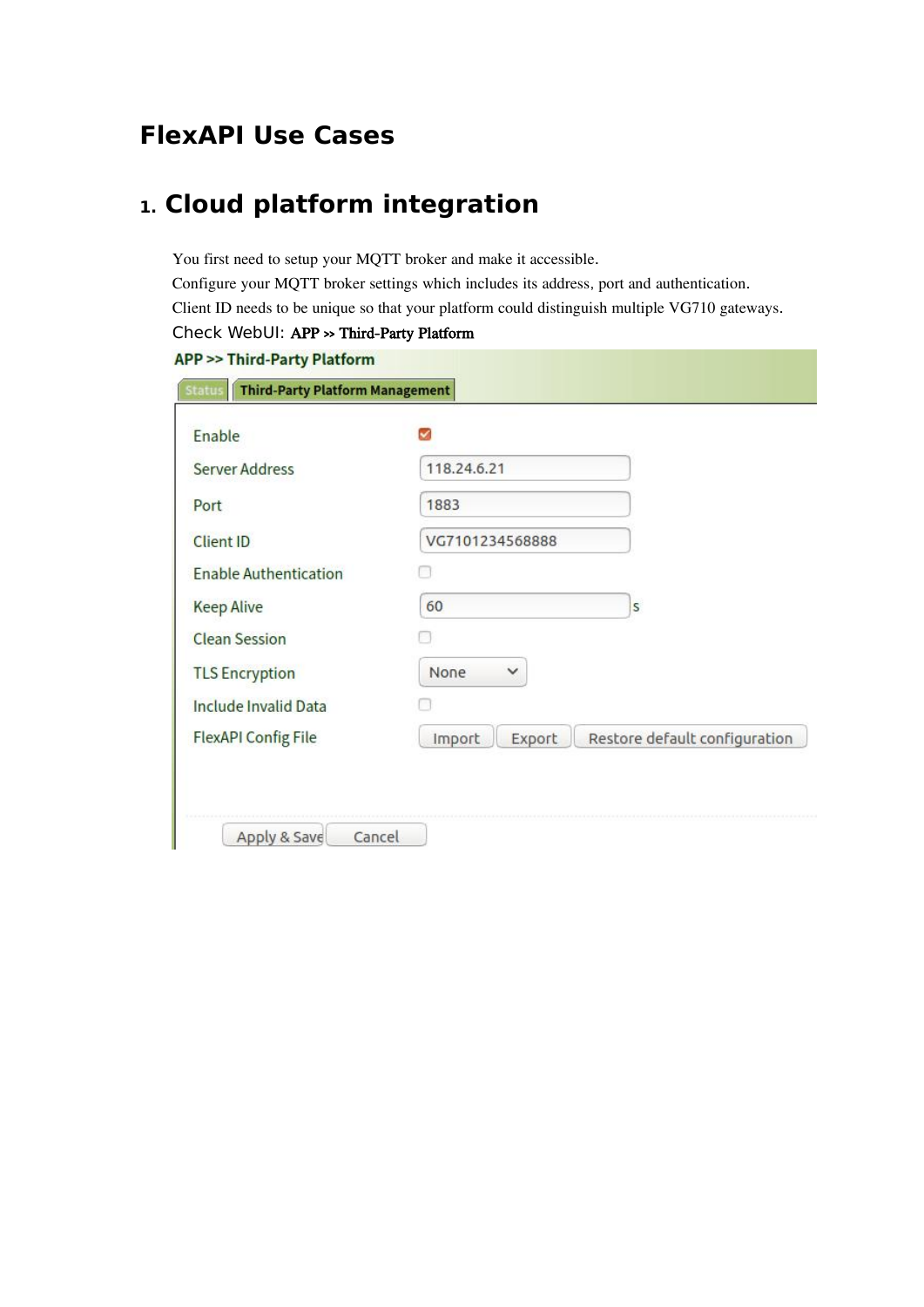# FlexAPI Use Cases

## 1. Cloud platform integration

You first need to setup your MQTT broker and make it accessible.

Configure your MQTT broker settings which includes its address, port and authentication.

Client ID needs to be unique so that your platform could distinguish multiple VG710 gateways.

Check WebUI: **APP >> Third-Party Platform**

**APP >> Third-Party Platform**

Status | **Third-Party Platform Management**

| Setting | Value |
| --- | --- |
| Enable | ☑ |
| Server Address | 118.24.6.21 |
| Port | 1883 |
| Client ID | VG7101234568888 |
| Enable Authentication | ☐ |
| Keep Alive | 60 s |
| Clean Session | ☐ |
| TLS Encryption | None |
| Include Invalid Data | ☐ |
| FlexAPI Config File | Import / Export / Restore default configuration |

Apply & Save | Cancel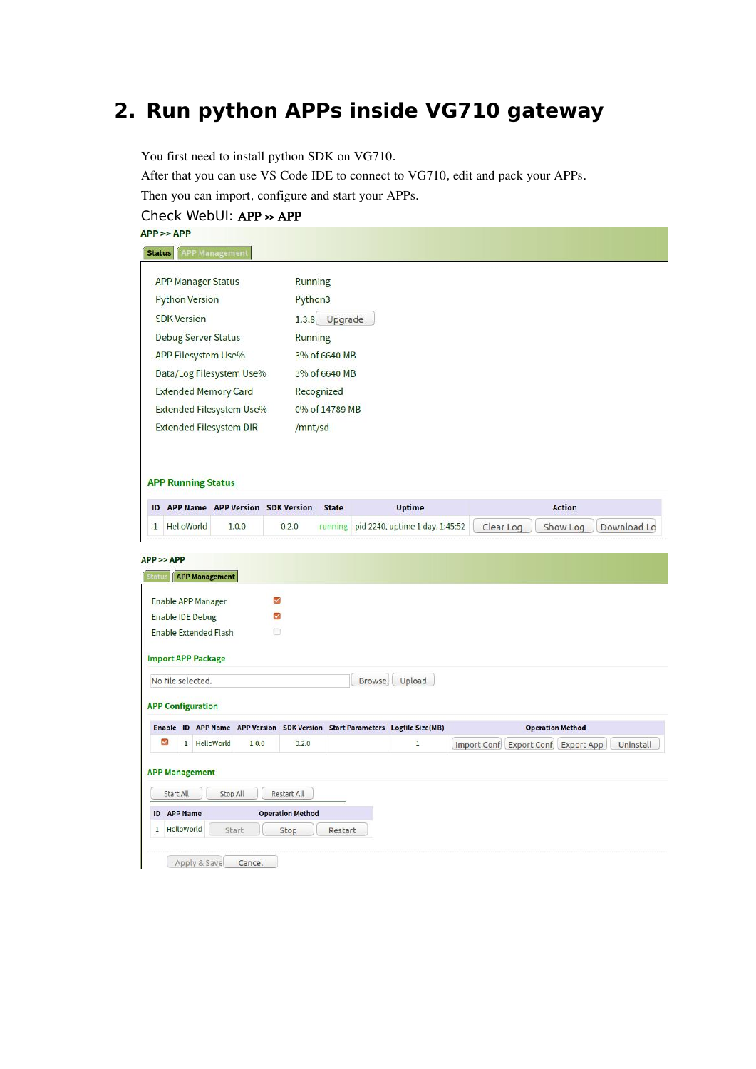## 2. Run python APPs inside VG710 gateway

You first need to install python SDK on VG710.
After that you can use VS Code IDE to connect to VG710, edit and pack your APPs.
Then you can import, configure and start your APPs.
Check WebUI: **APP » APP**

APP >> APP

Status | APP Management

| | |
|---|---|
| APP Manager Status | Running |
| Python Version | Python3 |
| SDK Version | 1.3.8 Upgrade |
| Debug Server Status | Running |
| APP Filesystem Use% | 3% of 6640 MB |
| Data/Log Filesystem Use% | 3% of 6640 MB |
| Extended Memory Card | Recognized |
| Extended Filesystem Use% | 0% of 14789 MB |
| Extended Filesystem DIR | /mnt/sd |

**APP Running Status**

| ID | APP Name | APP Version | SDK Version | State | Uptime | Action |
|---|---|---|---|---|---|---|
| 1 | HelloWorld | 1.0.0 | 0.2.0 | running | pid 2240, uptime 1 day, 1:45:52 | Clear Log / Show Log / Download Lo |

APP >> APP

Status | APP Management

| | |
|---|---|
| Enable APP Manager | ☑ |
| Enable IDE Debug | ☑ |
| Enable Extended Flash | ☐ |

**Import APP Package**

No file selected. Browse. Upload

**APP Configuration**

| Enable | ID | APP Name | APP Version | SDK Version | Start Parameters | Logfile Size(MB) | Operation Method |
|---|---|---|---|---|---|---|---|
| ☑ | 1 | HelloWorld | 1.0.0 | 0.2.0 | | 1 | Import Conf / Export Conf / Export App / Uninstall |

**APP Management**

Start All | Stop All | Restart All

| ID | APP Name | Operation Method |
|---|---|---|
| 1 | HelloWorld | Start / Stop / Restart |

Apply & Save | Cancel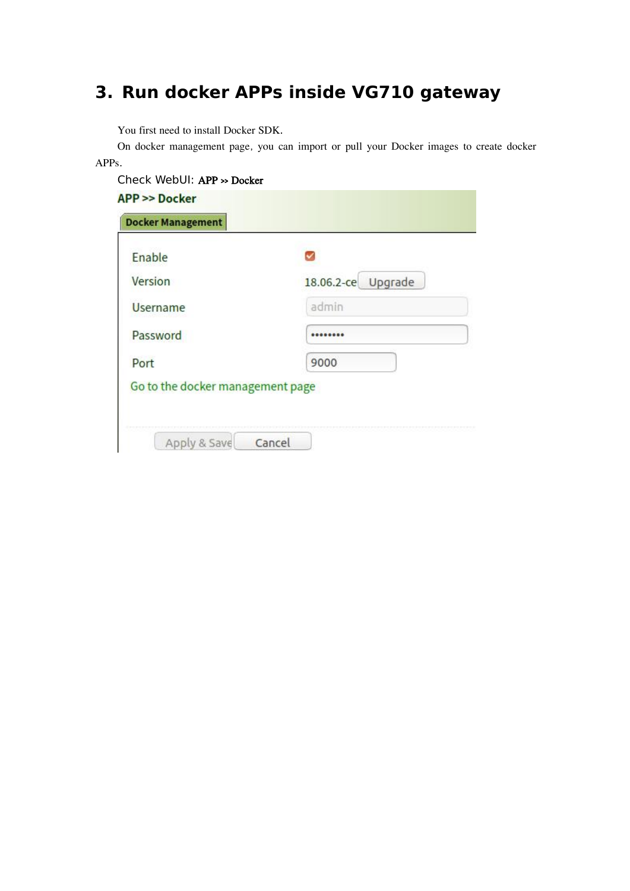# 3. Run docker APPs inside VG710 gateway

You first need to install Docker SDK.

On docker management page, you can import or pull your Docker images to create docker APPs.

Check WebUI: **APP >> Docker**

**APP >> Docker**

**Docker Management**

| | |
|---|---|
| Enable | ☑ |
| Version | 18.06.2-ce [Upgrade] |
| Username | admin |
| Password | •••••••• |
| Port | 9000 |

Go to the docker management page

[Apply & Save] [Cancel]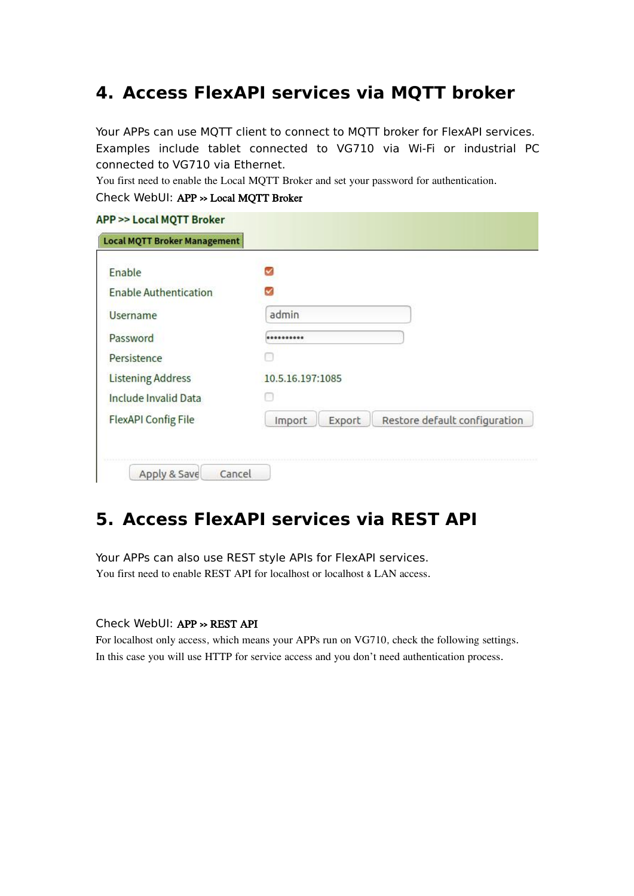# 4. Access FlexAPI services via MQTT broker

Your APPs can use MQTT client to connect to MQTT broker for FlexAPI services. Examples include tablet connected to VG710 via Wi-Fi or industrial PC connected to VG710 via Ethernet.

You first need to enable the Local MQTT Broker and set your password for authentication.

Check WebUI: **APP >> Local MQTT Broker**

APP >> Local MQTT Broker

Local MQTT Broker Management

| Setting | Value |
| --- | --- |
| Enable | ☑ |
| Enable Authentication | ☑ |
| Username | admin |
| Password | •••••••••• |
| Persistence | ☐ |
| Listening Address | 10.5.16.197:1085 |
| Include Invalid Data | ☐ |
| FlexAPI Config File | Import / Export / Restore default configuration |

Apply & Save | Cancel

# 5. Access FlexAPI services via REST API

Your APPs can also use REST style APIs for FlexAPI services.

You first need to enable REST API for localhost or localhost & LAN access.

Check WebUI: **APP >> REST API**

For localhost only access, which means your APPs run on VG710, check the following settings. In this case you will use HTTP for service access and you don't need authentication process.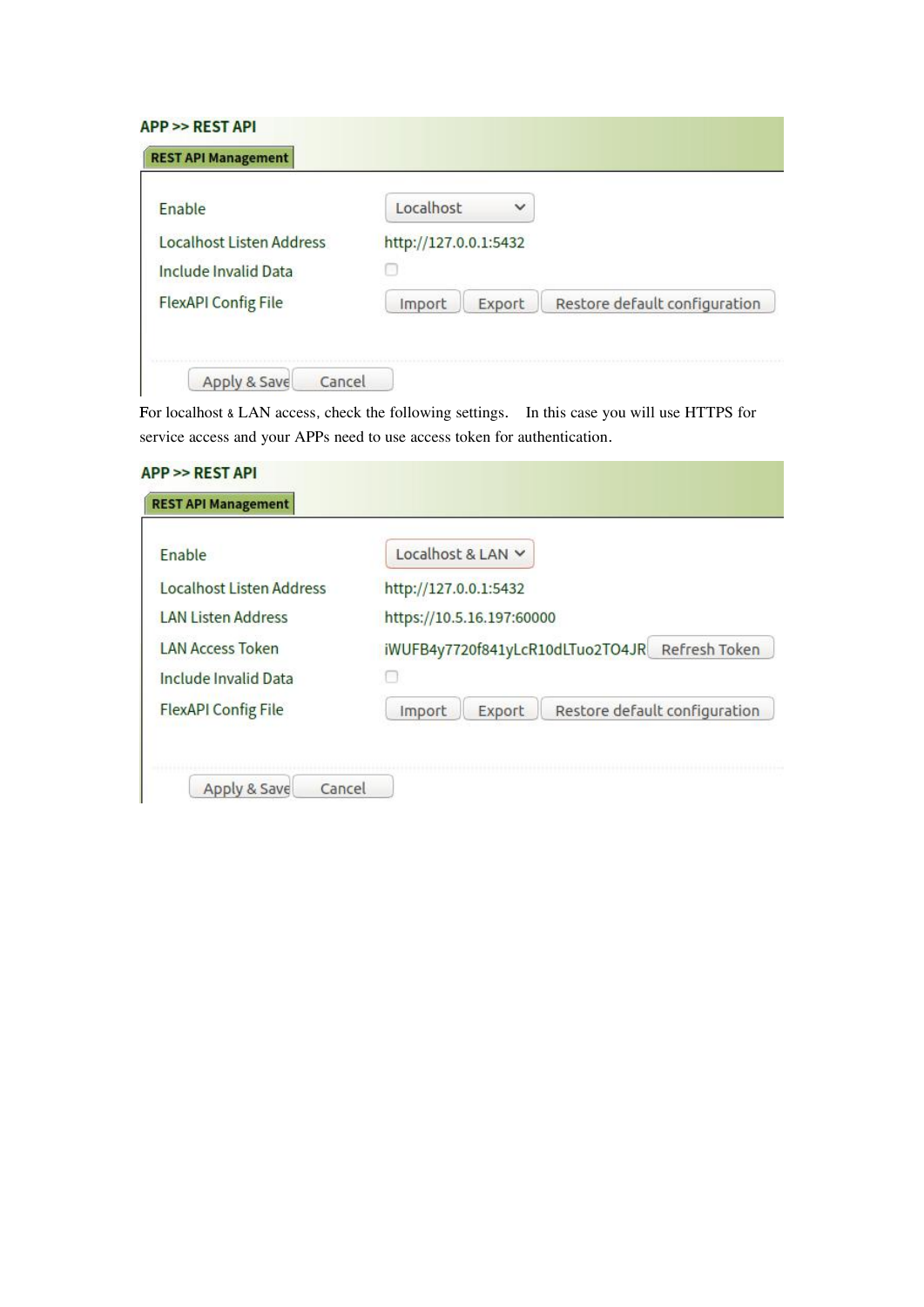APP >> REST API

**REST API Management**

| | |
|---|---|
| Enable | Localhost |
| Localhost Listen Address | http://127.0.0.1:5432 |
| Include Invalid Data | ☐ |
| FlexAPI Config File | Import / Export / Restore default configuration |

Apply & Save | Cancel

For localhost & LAN access, check the following settings. In this case you will use HTTPS for service access and your APPs need to use access token for authentication.

APP >> REST API

**REST API Management**

| | |
|---|---|
| Enable | Localhost & LAN |
| Localhost Listen Address | http://127.0.0.1:5432 |
| LAN Listen Address | https://10.5.16.197:60000 |
| LAN Access Token | iWUFB4y7720f841yLcR10dLTuo2TO4JR Refresh Token |
| Include Invalid Data | ☐ |
| FlexAPI Config File | Import / Export / Restore default configuration |

Apply & Save | Cancel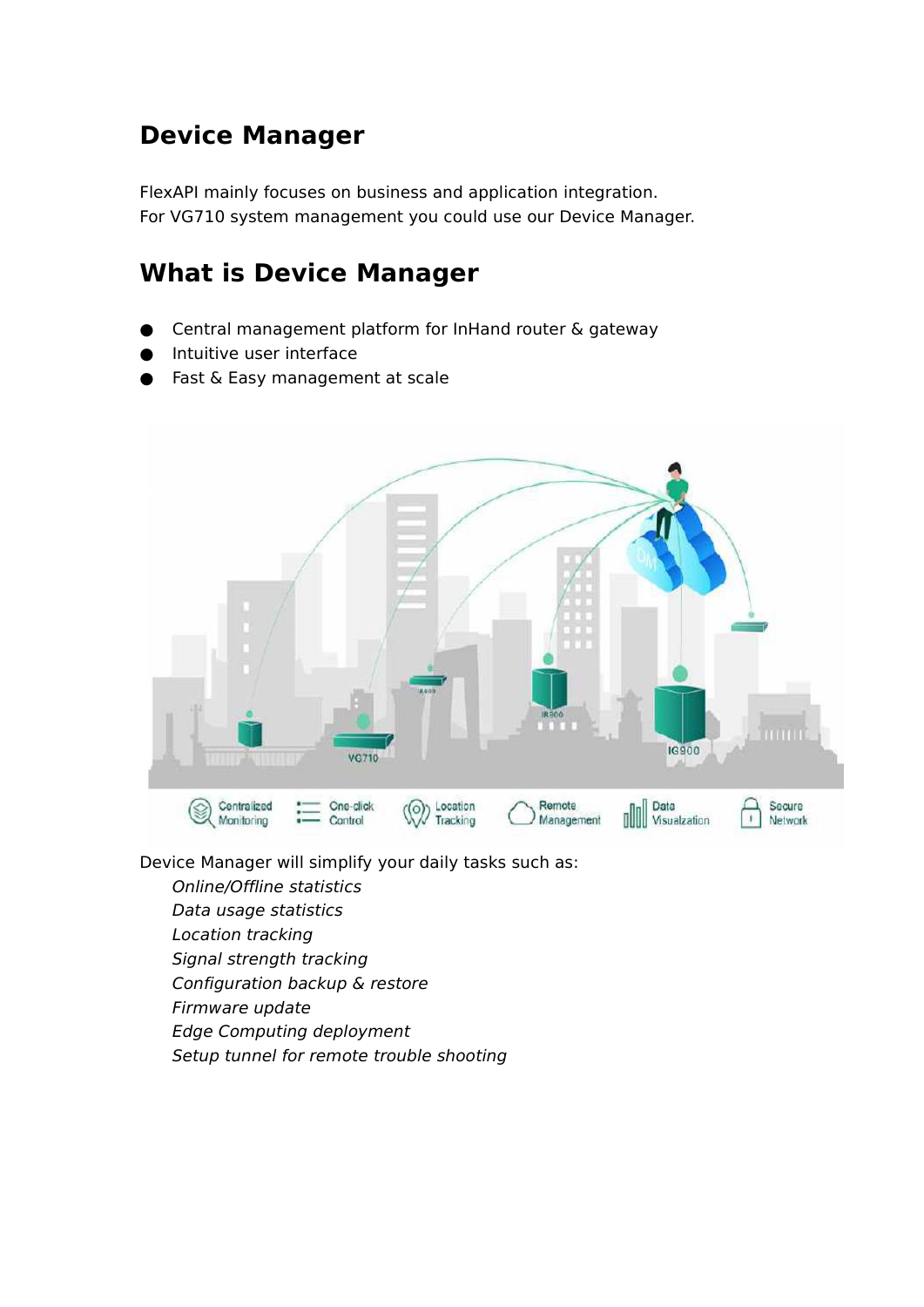# Device Manager

FlexAPI mainly focuses on business and application integration.
For VG710 system management you could use our Device Manager.

# What is Device Manager

- Central management platform for InHand router & gateway
- Intuitive user interface
- Fast & Easy management at scale

Device Manager will simplify your daily tasks such as:

*Online/Offline statistics*
*Data usage statistics*
*Location tracking*
*Signal strength tracking*
*Configuration backup & restore*
*Firmware update*
*Edge Computing deployment*
*Setup tunnel for remote trouble shooting*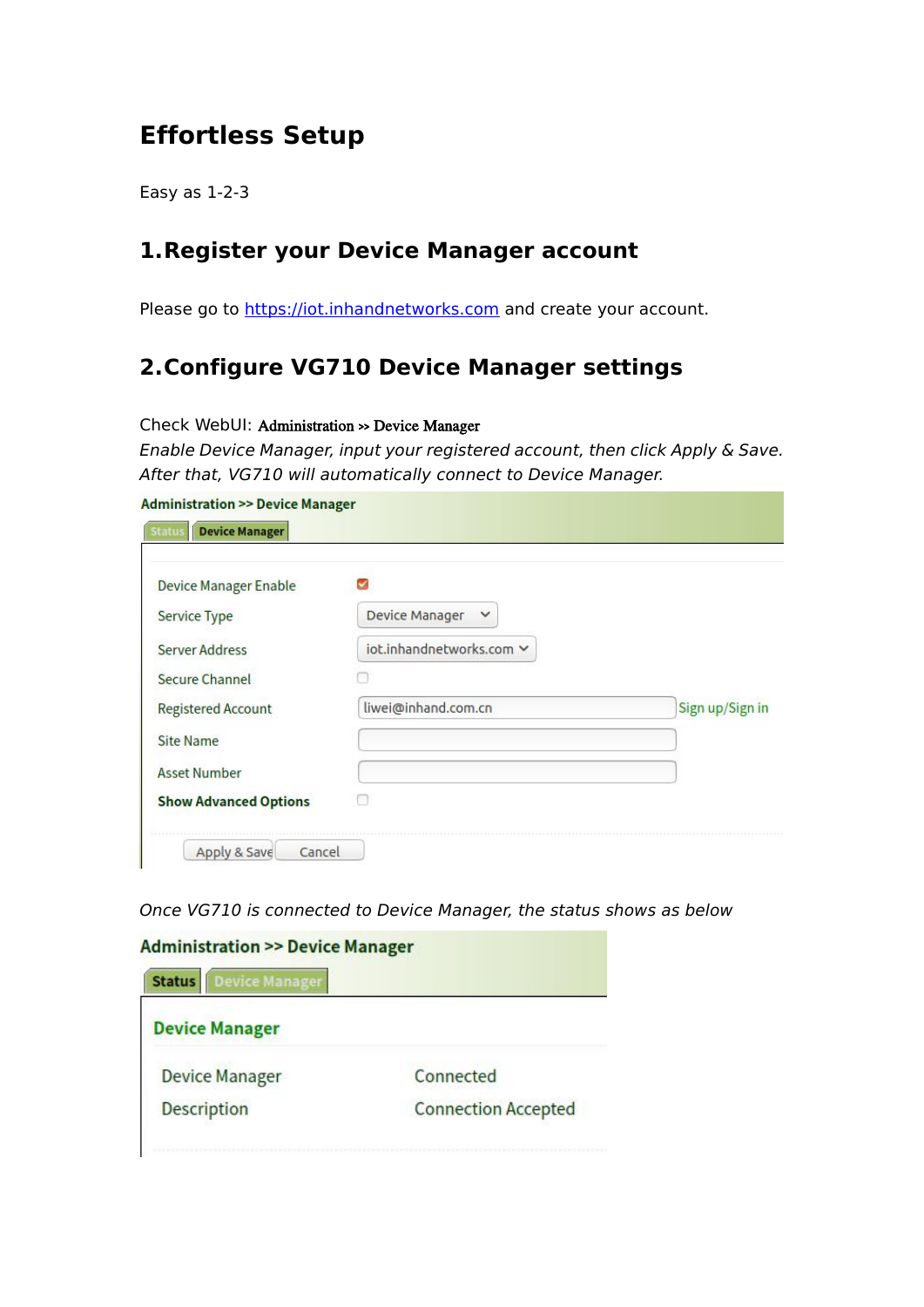# Effortless Setup

Easy as 1-2-3

## 1.Register your Device Manager account

Please go to https://iot.inhandnetworks.com and create your account.

## 2.Configure VG710 Device Manager settings

Check WebUI: Administration >> Device Manager

*Enable Device Manager, input your registered account, then click Apply & Save.*
*After that, VG710 will automatically connect to Device Manager.*

**Administration >> Device Manager**

Status | **Device Manager**

| Setting | Value |
|---|---|
| Device Manager Enable | ☑ |
| Service Type | Device Manager |
| Server Address | iot.inhandnetworks.com |
| Secure Channel | ☐ |
| Registered Account | liwei@inhand.com.cn (Sign up/Sign in) |
| Site Name | |
| Asset Number | |
| **Show Advanced Options** | ☐ |

Apply & Save | Cancel

*Once VG710 is connected to Device Manager, the status shows as below*

**Administration >> Device Manager**

**Status** | Device Manager

**Device Manager**

| Field | Value |
|---|---|
| Device Manager | Connected |
| Description | Connection Accepted |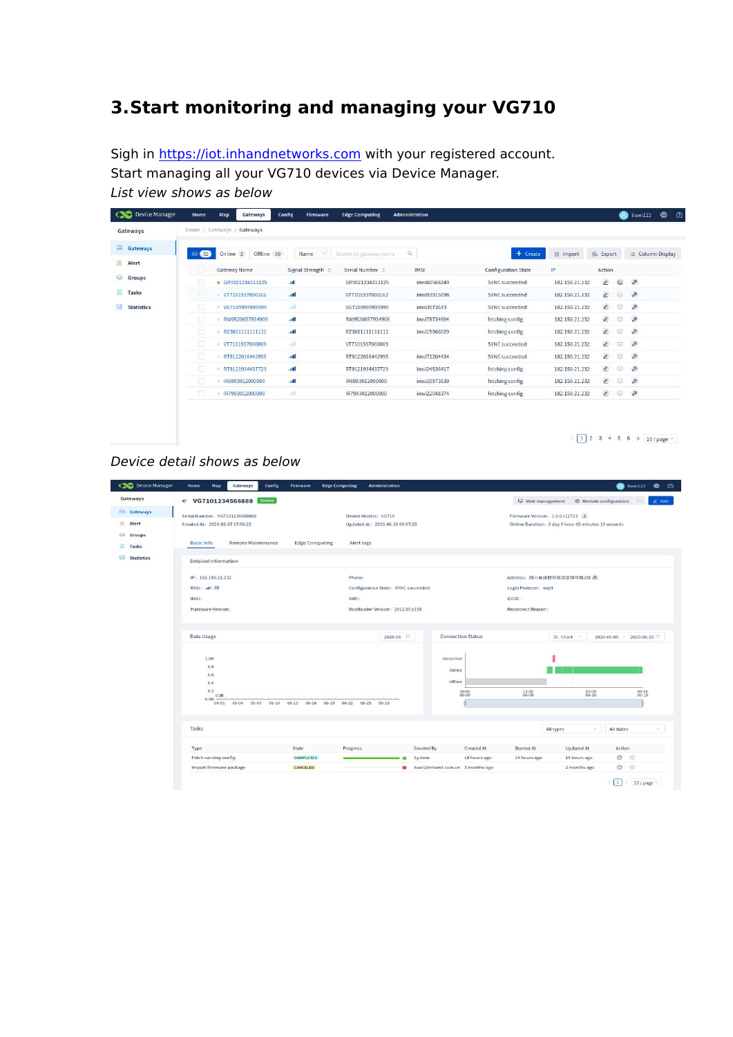# 3.Start monitoring and managing your VG710

Sigh in [https://iot.inhandnetworks.com](https://iot.inhandnetworks.com) with your registered account.
Start managing all your VG710 devices via Device Manager.
*List view shows as below*

*Device detail shows as below*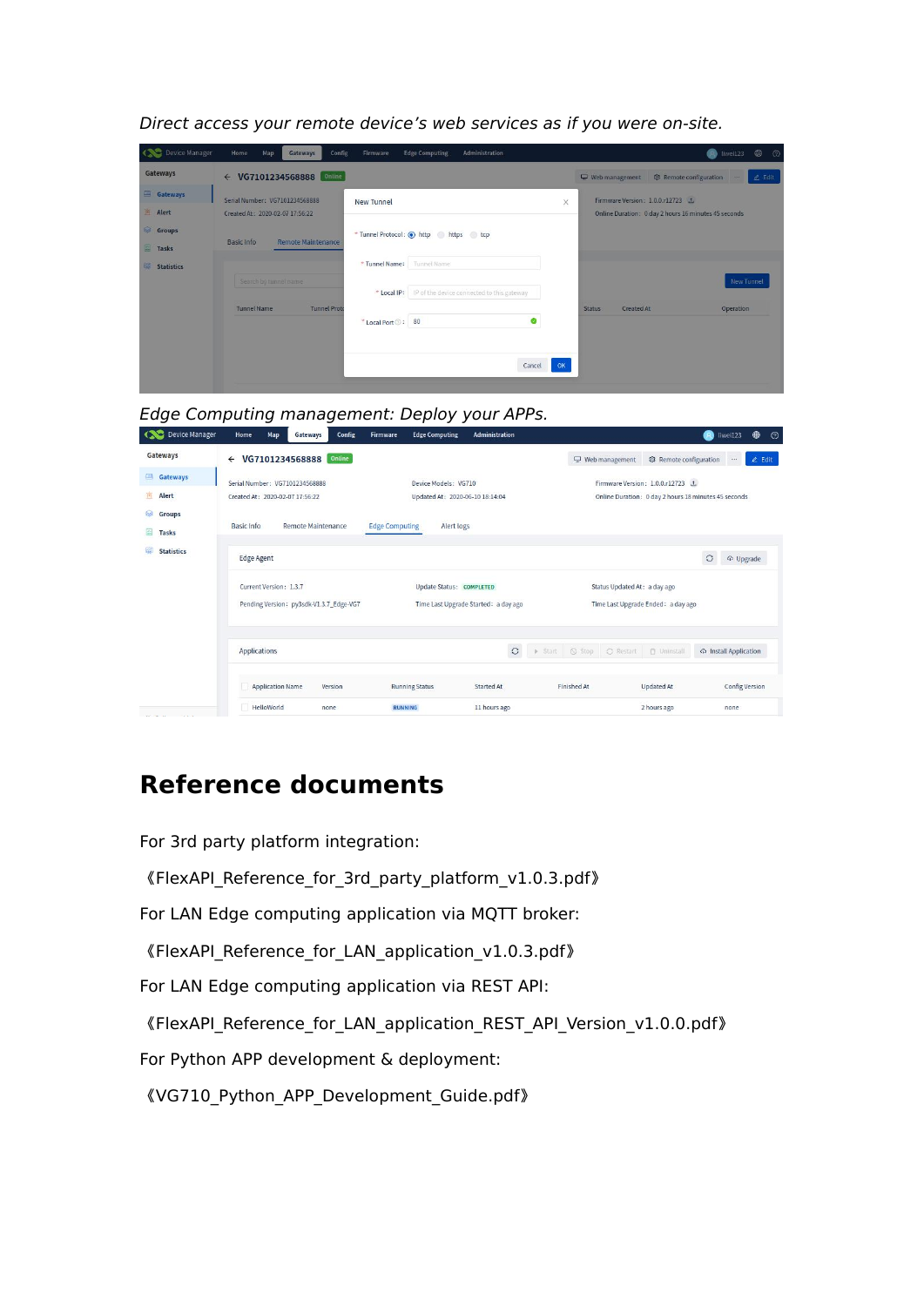*Direct access your remote device's web services as if you were on-site.*

*Edge Computing management: Deploy your APPs.*

# Reference documents

For 3rd party platform integration:

《FlexAPI_Reference_for_3rd_party_platform_v1.0.3.pdf》

For LAN Edge computing application via MQTT broker:

《FlexAPI_Reference_for_LAN_application_v1.0.3.pdf》

For LAN Edge computing application via REST API:

《FlexAPI_Reference_for_LAN_application_REST_API_Version_v1.0.0.pdf》

For Python APP development & deployment:

《VG710_Python_APP_Development_Guide.pdf》